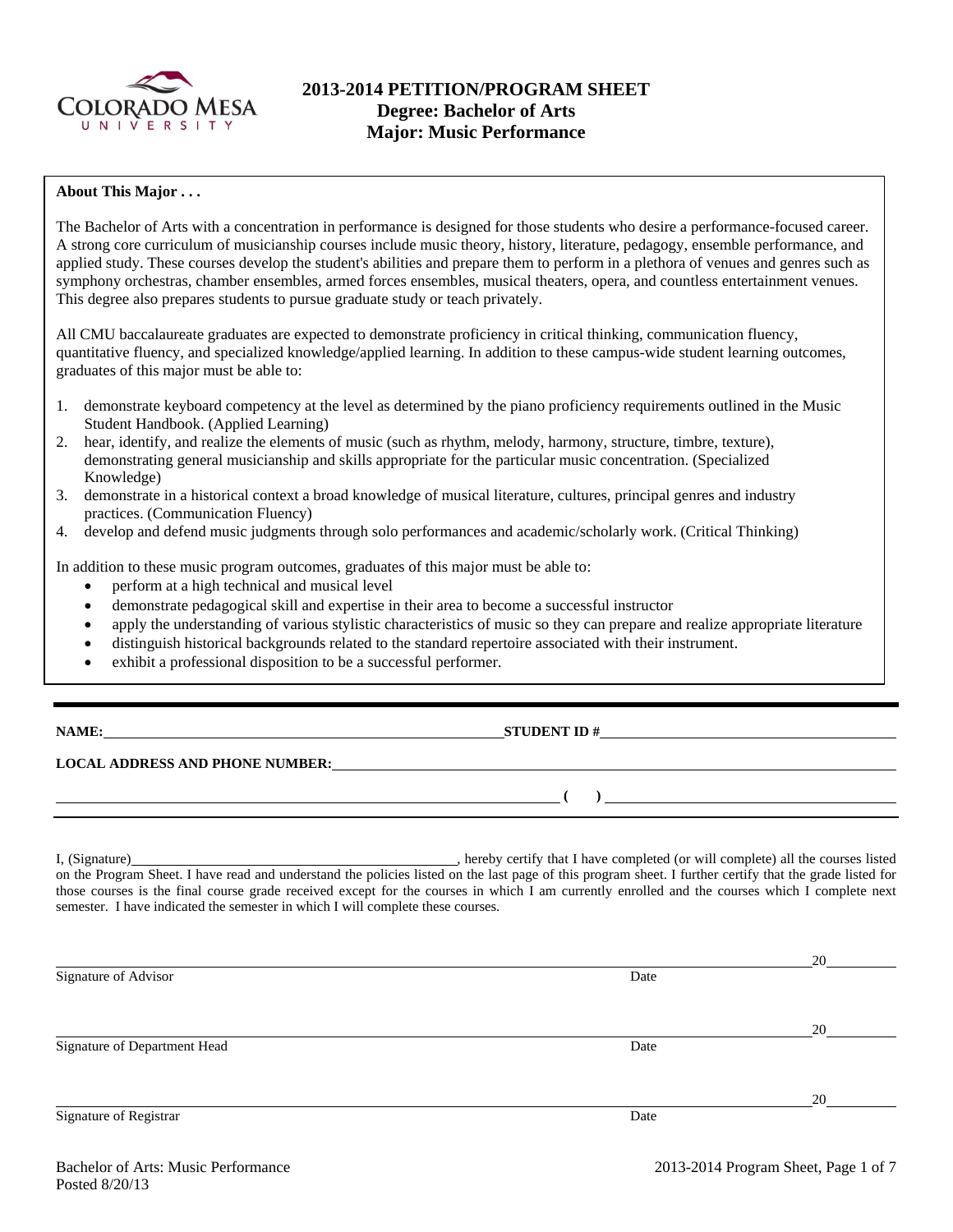# 2013-2014 PETITION/PROGRAM SHEET
## Degree: Bachelor of Arts
## Major: Music Performance

**About This Major . . .**

The Bachelor of Arts with a concentration in performance is designed for those students who desire a performance-focused career. A strong core curriculum of musicianship courses include music theory, history, literature, pedagogy, ensemble performance, and applied study. These courses develop the student's abilities and prepare them to perform in a plethora of venues and genres such as symphony orchestras, chamber ensembles, armed forces ensembles, musical theaters, opera, and countless entertainment venues. This degree also prepares students to pursue graduate study or teach privately.

All CMU baccalaureate graduates are expected to demonstrate proficiency in critical thinking, communication fluency, quantitative fluency, and specialized knowledge/applied learning. In addition to these campus-wide student learning outcomes, graduates of this major must be able to:

1. demonstrate keyboard competency at the level as determined by the piano proficiency requirements outlined in the Music Student Handbook. (Applied Learning)
2. hear, identify, and realize the elements of music (such as rhythm, melody, harmony, structure, timbre, texture), demonstrating general musicianship and skills appropriate for the particular music concentration. (Specialized Knowledge)
3. demonstrate in a historical context a broad knowledge of musical literature, cultures, principal genres and industry practices. (Communication Fluency)
4. develop and defend music judgments through solo performances and academic/scholarly work. (Critical Thinking)

In addition to these music program outcomes, graduates of this major must be able to:

- perform at a high technical and musical level
- demonstrate pedagogical skill and expertise in their area to become a successful instructor
- apply the understanding of various stylistic characteristics of music so they can prepare and realize appropriate literature
- distinguish historical backgrounds related to the standard repertoire associated with their instrument.
- exhibit a professional disposition to be a successful performer.

---

**NAME:** ______________________________ **STUDENT ID #** ______________________________

**LOCAL ADDRESS AND PHONE NUMBER:** ______________________________

______________________________ **( )** ______________________________

I, (Signature)______________________________, hereby certify that I have completed (or will complete) all the courses listed on the Program Sheet. I have read and understand the policies listed on the last page of this program sheet. I further certify that the grade listed for those courses is the final course grade received except for the courses in which I am currently enrolled and the courses which I complete next semester. I have indicated the semester in which I will complete these courses.

______________________________ 20______
Signature of Advisor Date

______________________________ 20______
Signature of Department Head Date

______________________________ 20______
Signature of Registrar Date

Bachelor of Arts: Music Performance
Posted 8/20/13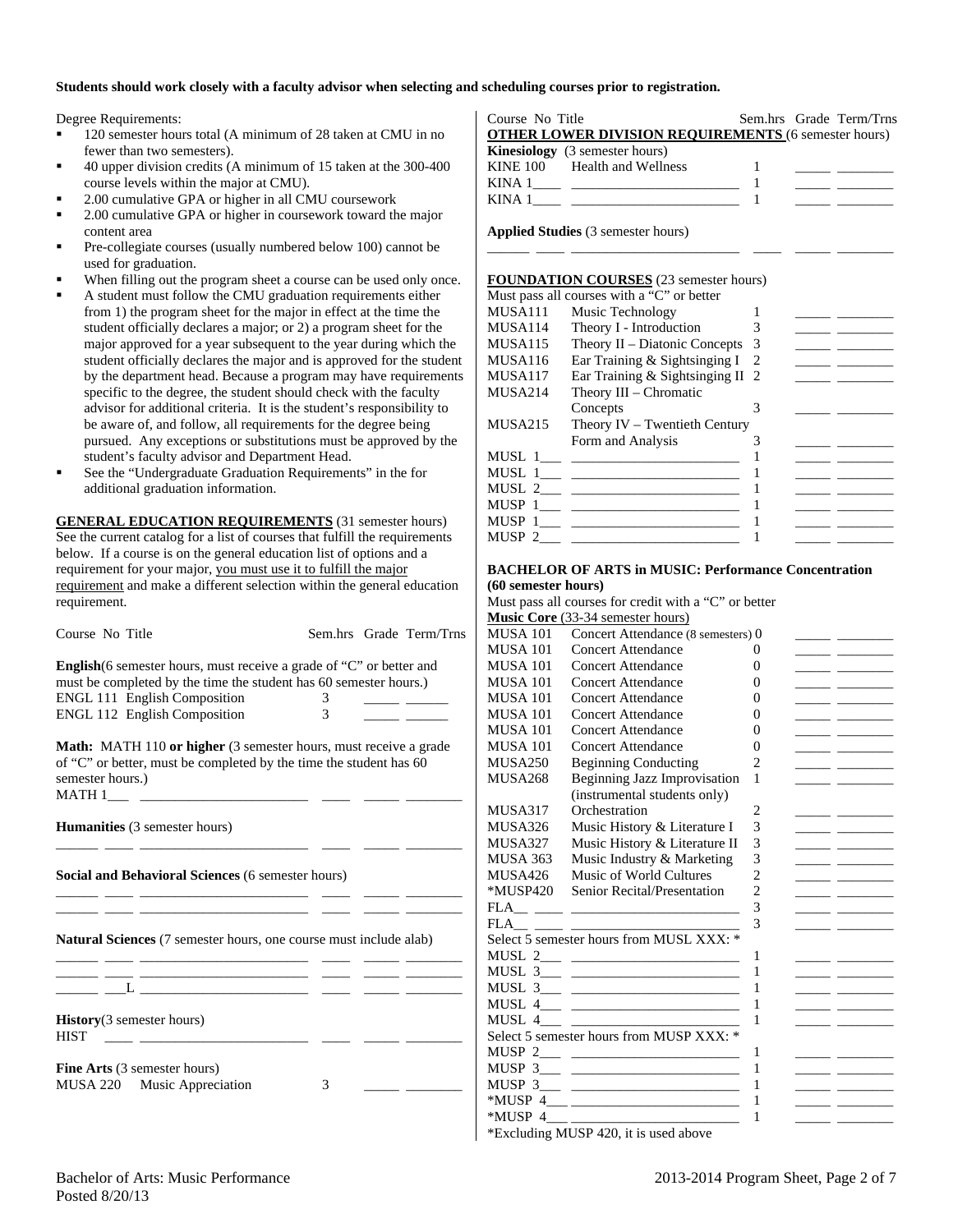**Students should work closely with a faculty advisor when selecting and scheduling courses prior to registration.**

Degree Requirements:

- 120 semester hours total (A minimum of 28 taken at CMU in no fewer than two semesters).
- 40 upper division credits (A minimum of 15 taken at the 300-400 course levels within the major at CMU).
- 2.00 cumulative GPA or higher in all CMU coursework
- 2.00 cumulative GPA or higher in coursework toward the major content area
- Pre-collegiate courses (usually numbered below 100) cannot be used for graduation.
- When filling out the program sheet a course can be used only once.
- A student must follow the CMU graduation requirements either from 1) the program sheet for the major in effect at the time the student officially declares a major; or 2) a program sheet for the major approved for a year subsequent to the year during which the student officially declares the major and is approved for the student by the department head. Because a program may have requirements specific to the degree, the student should check with the faculty advisor for additional criteria. It is the student's responsibility to be aware of, and follow, all requirements for the degree being pursued. Any exceptions or substitutions must be approved by the student's faculty advisor and Department Head.
- See the "Undergraduate Graduation Requirements" in the for additional graduation information.

**GENERAL EDUCATION REQUIREMENTS** (31 semester hours) See the current catalog for a list of courses that fulfill the requirements below. If a course is on the general education list of options and a requirement for your major, you must use it to fulfill the major requirement and make a different selection within the general education requirement.

| Course No | Title | Sem.hrs | Grade | Term/Trns |
|---|---|---|---|---|
| **English**(6 semester hours, must receive a grade of "C" or better and must be completed by the time the student has 60 semester hours.) | | | | |
| ENGL 111 | English Composition | 3 | _____ | ______ |
| ENGL 112 | English Composition | 3 | _____ | ______ |
| **Math:** MATH 110 **or higher** (3 semester hours, must receive a grade of "C" or better, must be completed by the time the student has 60 semester hours.) | | | | |
| MATH 1___ | ________________________ | ____ | _____ | ________ |
| **Humanities** (3 semester hours) | | | | |
| ______ ____ | ________________________ | ____ | _____ | ________ |
| **Social and Behavioral Sciences** (6 semester hours) | | | | |
| ______ ____ | ________________________ | ____ | _____ | ________ |
| ______ ____ | ________________________ | ____ | _____ | ________ |
| **Natural Sciences** (7 semester hours, one course must include alab) | | | | |
| ______ ____ | ________________________ | ____ | _____ | ________ |
| ______ ____ | ________________________ | ____ | _____ | ________ |
| ______ ___L | ________________________ | ____ | _____ | ________ |
| **History**(3 semester hours) | | | | |
| HIST ____ | ________________________ | ____ | _____ | ________ |
| **Fine Arts** (3 semester hours) | | | | |
| MUSA 220 | Music Appreciation | 3 | _____ | ________ |

| Course No | Title | Sem.hrs | Grade | Term/Trns |
|---|---|---|---|---|
| **OTHER LOWER DIVISION REQUIREMENTS** (6 semester hours) | | | | |
| **Kinesiology** (3 semester hours) | | | | |
| KINE 100 | Health and Wellness | 1 | _____ | ________ |
| KINA 1____ | ________________________ | 1 | _____ | ________ |
| KINA 1____ | ________________________ | 1 | _____ | ________ |
| **Applied Studies** (3 semester hours) | | | | |
| ______ ____ | ________________________ | ____ | _____ | ________ |
| **FOUNDATION COURSES** (23 semester hours) Must pass all courses with a "C" or better | | | | |
| MUSA111 | Music Technology | 1 | _____ | ________ |
| MUSA114 | Theory I - Introduction | 3 | _____ | ________ |
| MUSA115 | Theory II – Diatonic Concepts | 3 | _____ | ________ |
| MUSA116 | Ear Training & Sightsinging I | 2 | _____ | ________ |
| MUSA117 | Ear Training & Sightsinging II | 2 | _____ | ________ |
| MUSA214 | Theory III – Chromatic Concepts | 3 | _____ | ________ |
| MUSA215 | Theory IV – Twentieth Century Form and Analysis | 3 | _____ | ________ |
| MUSL 1___ | ________________________ | 1 | _____ | ________ |
| MUSL 1___ | ________________________ | 1 | _____ | ________ |
| MUSL 2___ | ________________________ | 1 | _____ | ________ |
| MUSP 1___ | ________________________ | 1 | _____ | ________ |
| MUSP 1___ | ________________________ | 1 | _____ | ________ |
| MUSP 2___ | ________________________ | 1 | _____ | ________ |

**BACHELOR OF ARTS in MUSIC: Performance Concentration (60 semester hours)**

Must pass all courses for credit with a "C" or better

| Course No | Title | Sem.hrs | Grade | Term/Trns |
|---|---|---|---|---|
| **Music Core** (33-34 semester hours) | | | | |
| MUSA 101 | Concert Attendance (8 semesters) | 0 | _____ | ________ |
| MUSA 101 | Concert Attendance | 0 | _____ | ________ |
| MUSA 101 | Concert Attendance | 0 | _____ | ________ |
| MUSA 101 | Concert Attendance | 0 | _____ | ________ |
| MUSA 101 | Concert Attendance | 0 | _____ | ________ |
| MUSA 101 | Concert Attendance | 0 | _____ | ________ |
| MUSA 101 | Concert Attendance | 0 | _____ | ________ |
| MUSA 101 | Concert Attendance | 0 | _____ | ________ |
| MUSA250 | Beginning Conducting | 2 | _____ | ________ |
| MUSA268 | Beginning Jazz Improvisation (instrumental students only) | 1 | _____ | ________ |
| MUSA317 | Orchestration | 2 | _____ | ________ |
| MUSA326 | Music History & Literature I | 3 | _____ | ________ |
| MUSA327 | Music History & Literature II | 3 | _____ | ________ |
| MUSA 363 | Music Industry & Marketing | 3 | _____ | ________ |
| MUSA426 | Music of World Cultures | 2 | _____ | ________ |
| *MUSP420 | Senior Recital/Presentation | 2 | _____ | ________ |
| FLA__ ____ | ________________________ | 3 | _____ | ________ |
| FLA__ ____ | ________________________ | 3 | _____ | ________ |
| Select 5 semester hours from MUSL XXX: * | | | | |
| MUSL 2___ | ________________________ | 1 | _____ | ________ |
| MUSL 3___ | ________________________ | 1 | _____ | ________ |
| MUSL 3___ | ________________________ | 1 | _____ | ________ |
| MUSL 4___ | ________________________ | 1 | _____ | ________ |
| MUSL 4___ | ________________________ | 1 | _____ | ________ |
| Select 5 semester hours from MUSP XXX: * | | | | |
| MUSP 2___ | ________________________ | 1 | _____ | ________ |
| MUSP 3___ | ________________________ | 1 | _____ | ________ |
| MUSP 3___ | ________________________ | 1 | _____ | ________ |
| *MUSP 4___ | ________________________ | 1 | _____ | ________ |
| *MUSP 4___ | ________________________ | 1 | _____ | ________ |

*Excluding MUSP 420, it is used above

Bachelor of Arts: Music Performance
Posted 8/20/13

2013-2014 Program Sheet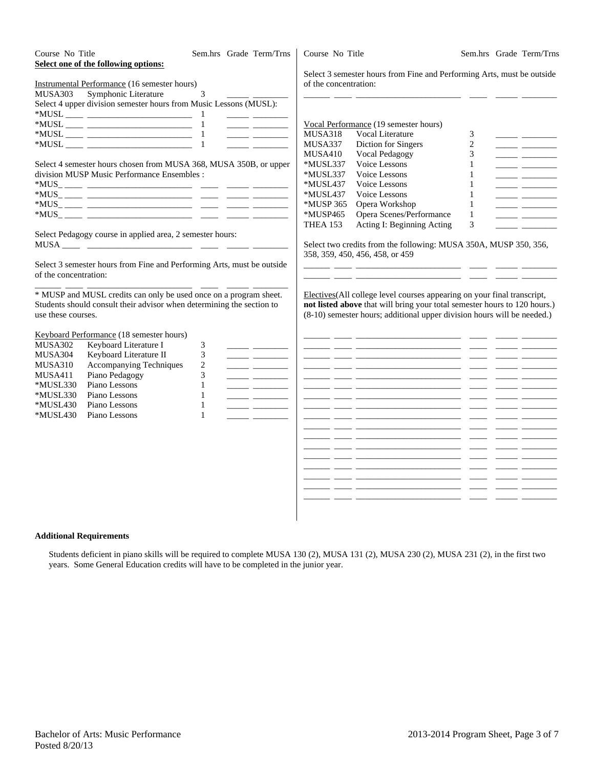| Course No | Title | Sem.hrs | Grade | Term/Trns |
|---|---|---|---|---|

**Select one of the following options:**

Instrumental Performance (16 semester hours)

| Course No | Title | Sem.hrs | Grade | Term/Trns |
|---|---|---|---|---|
| MUSA303 | Symphonic Literature | 3 | _____ | ________ |

Select 4 upper division semester hours from Music Lessons (MUSL):

| Course No | Title | Sem.hrs | Grade | Term/Trns |
|---|---|---|---|---|
| *MUSL ____ | ________________________ | 1 | _____ | ________ |
| *MUSL ____ | ________________________ | 1 | _____ | ________ |
| *MUSL ____ | ________________________ | 1 | _____ | ________ |
| *MUSL ____ | ________________________ | 1 | _____ | ________ |

Select 4 semester hours chosen from MUSA 368, MUSA 350B, or upper division MUSP Music Performance Ensembles :

| Course No | Title | Sem.hrs | Grade | Term/Trns |
|---|---|---|---|---|
| *MUS_ ____ | ________________________ | ____ | _____ | ________ |
| *MUS_ ____ | ________________________ | ____ | _____ | ________ |
| *MUS_ ____ | ________________________ | ____ | _____ | ________ |
| *MUS_ ____ | ________________________ | ____ | _____ | ________ |

Select Pedagogy course in applied area, 2 semester hours:

| Course No | Title | Sem.hrs | Grade | Term/Trns |
|---|---|---|---|---|
| MUSA ____ | ________________________ | ____ | _____ | ________ |

Select 3 semester hours from Fine and Performing Arts, must be outside of the concentration:

| Course No | Title | Sem.hrs | Grade | Term/Trns |
|---|---|---|---|---|
| ______ ____ | ________________________ | ____ | _____ | ________ |

* MUSP and MUSL credits can only be used once on a program sheet. Students should consult their advisor when determining the section to use these courses.

Keyboard Performance (18 semester hours)

| Course No | Title | Sem.hrs | Grade | Term/Trns |
|---|---|---|---|---|
| MUSA302 | Keyboard Literature I | 3 | _____ | ________ |
| MUSA304 | Keyboard Literature II | 3 | _____ | ________ |
| MUSA310 | Accompanying Techniques | 2 | _____ | ________ |
| MUSA411 | Piano Pedagogy | 3 | _____ | ________ |
| *MUSL330 | Piano Lessons | 1 | _____ | ________ |
| *MUSL330 | Piano Lessons | 1 | _____ | ________ |
| *MUSL430 | Piano Lessons | 1 | _____ | ________ |
| *MUSL430 | Piano Lessons | 1 | _____ | ________ |

Select 3 semester hours from Fine and Performing Arts, must be outside of the concentration:

| Course No | Title | Sem.hrs | Grade | Term/Trns |
|---|---|---|---|---|
| ______ ____ | ________________________ | ____ | _____ | ________ |

Vocal Performance (19 semester hours)

| Course No | Title | Sem.hrs | Grade | Term/Trns |
|---|---|---|---|---|
| MUSA318 | Vocal Literature | 3 | _____ | ________ |
| MUSA337 | Diction for Singers | 2 | _____ | ________ |
| MUSA410 | Vocal Pedagogy | 3 | _____ | ________ |
| *MUSL337 | Voice Lessons | 1 | _____ | ________ |
| *MUSL337 | Voice Lessons | 1 | _____ | ________ |
| *MUSL437 | Voice Lessons | 1 | _____ | ________ |
| *MUSL437 | Voice Lessons | 1 | _____ | ________ |
| *MUSP 365 | Opera Workshop | 1 | _____ | ________ |
| *MUSP465 | Opera Scenes/Performance | 1 | _____ | ________ |
| THEA 153 | Acting I: Beginning Acting | 3 | _____ | ________ |

Select two credits from the following: MUSA 350A, MUSP 350, 356, 358, 359, 450, 456, 458, or 459

| Course No | Title | Sem.hrs | Grade | Term/Trns |
|---|---|---|---|---|
| ______ ____ | ________________________ | ____ | _____ | ________ |
| ______ ____ | ________________________ | ____ | _____ | ________ |

Electives(All college level courses appearing on your final transcript, **not listed above** that will bring your total semester hours to 120 hours.) (8-10) semester hours; additional upper division hours will be needed.)

| Course No | Title | Sem.hrs | Grade | Term/Trns |
|---|---|---|---|---|
| ______ ____ | ________________________ | ____ | _____ | ________ |
| ______ ____ | ________________________ | ____ | _____ | ________ |
| ______ ____ | ________________________ | ____ | _____ | ________ |
| ______ ____ | ________________________ | ____ | _____ | ________ |
| ______ ____ | ________________________ | ____ | _____ | ________ |
| ______ ____ | ________________________ | ____ | _____ | ________ |
| ______ ____ | ________________________ | ____ | _____ | ________ |
| ______ ____ | ________________________ | ____ | _____ | ________ |
| ______ ____ | ________________________ | ____ | _____ | ________ |
| ______ ____ | ________________________ | ____ | _____ | ________ |
| ______ ____ | ________________________ | ____ | _____ | ________ |
| ______ ____ | ________________________ | ____ | _____ | ________ |
| ______ ____ | ________________________ | ____ | _____ | ________ |
| ______ ____ | ________________________ | ____ | _____ | ________ |
| ______ ____ | ________________________ | ____ | _____ | ________ |
| ______ ____ | ________________________ | ____ | _____ | ________ |

**Additional Requirements**

Students deficient in piano skills will be required to complete MUSA 130 (2), MUSA 131 (2), MUSA 230 (2), MUSA 231 (2), in the first two years. Some General Education credits will have to be completed in the junior year.

Bachelor of Arts: Music Performance
Posted 8/20/13

2013-2014 Program Sheet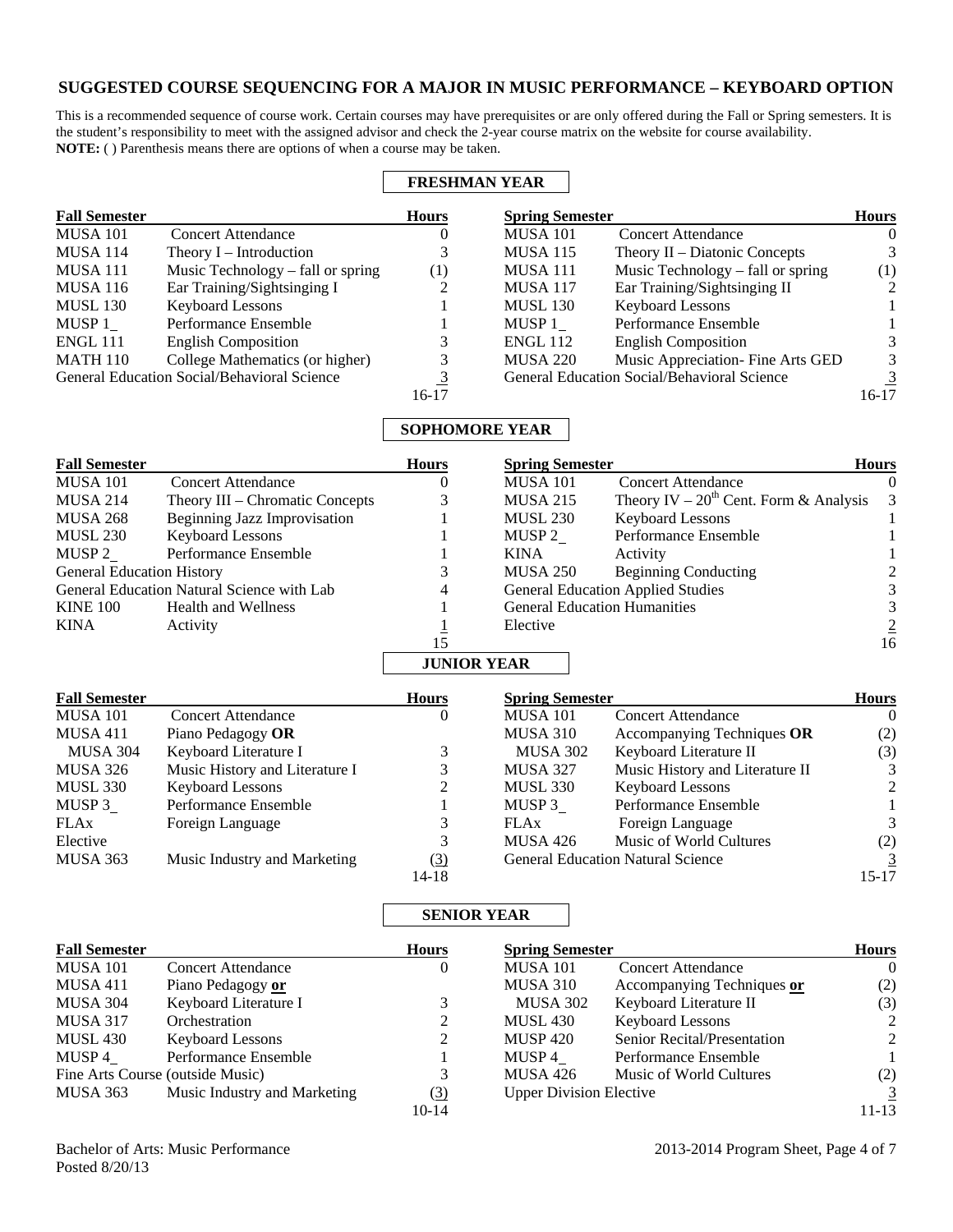# SUGGESTED COURSE SEQUENCING FOR A MAJOR IN MUSIC PERFORMANCE – KEYBOARD OPTION

This is a recommended sequence of course work. Certain courses may have prerequisites or are only offered during the Fall or Spring semesters. It is the student's responsibility to meet with the assigned advisor and check the 2-year course matrix on the website for course availability.
**NOTE:** ( ) Parenthesis means there are options of when a course may be taken.

## FRESHMAN YEAR

| Fall Semester | | Hours | Spring Semester | | Hours |
|---|---|---|---|---|---|
| MUSA 101 | Concert Attendance | 0 | MUSA 101 | Concert Attendance | 0 |
| MUSA 114 | Theory I – Introduction | 3 | MUSA 115 | Theory II – Diatonic Concepts | 3 |
| MUSA 111 | Music Technology – fall or spring | (1) | MUSA 111 | Music Technology – fall or spring | (1) |
| MUSA 116 | Ear Training/Sightsinging I | 2 | MUSA 117 | Ear Training/Sightsinging II | 2 |
| MUSL 130 | Keyboard Lessons | 1 | MUSL 130 | Keyboard Lessons | 1 |
| MUSP 1_ | Performance Ensemble | 1 | MUSP 1_ | Performance Ensemble | 1 |
| ENGL 111 | English Composition | 3 | ENGL 112 | English Composition | 3 |
| MATH 110 | College Mathematics (or higher) | 3 | MUSA 220 | Music Appreciation- Fine Arts GED | 3 |
| General Education Social/Behavioral Science | | 3 | General Education Social/Behavioral Science | | 3 |
| | | 16-17 | | | 16-17 |

## SOPHOMORE YEAR

| Fall Semester | | Hours | Spring Semester | | Hours |
|---|---|---|---|---|---|
| MUSA 101 | Concert Attendance | 0 | MUSA 101 | Concert Attendance | 0 |
| MUSA 214 | Theory III – Chromatic Concepts | 3 | MUSA 215 | Theory IV – 20th Cent. Form & Analysis | 3 |
| MUSA 268 | Beginning Jazz Improvisation | 1 | MUSL 230 | Keyboard Lessons | 1 |
| MUSL 230 | Keyboard Lessons | 1 | MUSP 2_ | Performance Ensemble | 1 |
| MUSP 2_ | Performance Ensemble | 1 | KINA | Activity | 1 |
| General Education History | | 3 | MUSA 250 | Beginning Conducting | 2 |
| General Education Natural Science with Lab | | 4 | General Education Applied Studies | | 3 |
| KINE 100 | Health and Wellness | 1 | General Education Humanities | | 3 |
| KINA | Activity | 1 | Elective | | 2 |
| | | 15 | | | 16 |

## JUNIOR YEAR

| Fall Semester | | Hours | Spring Semester | | Hours |
|---|---|---|---|---|---|
| MUSA 101 | Concert Attendance | 0 | MUSA 101 | Concert Attendance | 0 |
| MUSA 411 | Piano Pedagogy **OR** | | MUSA 310 | Accompanying Techniques **OR** | (2) |
| MUSA 304 | Keyboard Literature I | 3 | MUSA 302 | Keyboard Literature II | (3) |
| MUSA 326 | Music History and Literature I | 3 | MUSA 327 | Music History and Literature II | 3 |
| MUSL 330 | Keyboard Lessons | 2 | MUSL 330 | Keyboard Lessons | 2 |
| MUSP 3_ | Performance Ensemble | 1 | MUSP 3_ | Performance Ensemble | 1 |
| FLAx | Foreign Language | 3 | FLAx | Foreign Language | 3 |
| Elective | | 3 | MUSA 426 | Music of World Cultures | (2) |
| MUSA 363 | Music Industry and Marketing | (3) | General Education Natural Science | | 3 |
| | | 14-18 | | | 15-17 |

## SENIOR YEAR

| Fall Semester | | Hours | Spring Semester | | Hours |
|---|---|---|---|---|---|
| MUSA 101 | Concert Attendance | 0 | MUSA 101 | Concert Attendance | 0 |
| MUSA 411 | Piano Pedagogy **or** | | MUSA 310 | Accompanying Techniques **or** | (2) |
| MUSA 304 | Keyboard Literature I | 3 | MUSA 302 | Keyboard Literature II | (3) |
| MUSA 317 | Orchestration | 2 | MUSL 430 | Keyboard Lessons | 2 |
| MUSL 430 | Keyboard Lessons | 2 | MUSP 420 | Senior Recital/Presentation | 2 |
| MUSP 4_ | Performance Ensemble | 1 | MUSP 4_ | Performance Ensemble | 1 |
| Fine Arts Course (outside Music) | | 3 | MUSA 426 | Music of World Cultures | (2) |
| MUSA 363 | Music Industry and Marketing | (3) | Upper Division Elective | | 3 |
| | | 10-14 | | | 11-13 |

Bachelor of Arts: Music Performance
Posted 8/20/13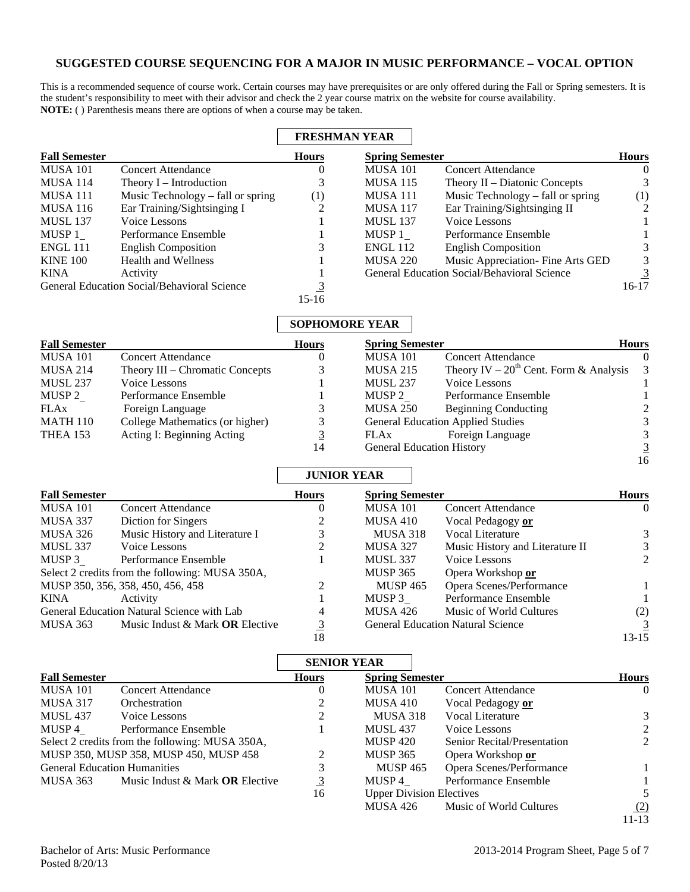## SUGGESTED COURSE SEQUENCING FOR A MAJOR IN MUSIC PERFORMANCE – VOCAL OPTION

This is a recommended sequence of course work. Certain courses may have prerequisites or are only offered during the Fall or Spring semesters. It is the student's responsibility to meet with their advisor and check the 2 year course matrix on the website for course availability.
**NOTE:** ( ) Parenthesis means there are options of when a course may be taken.

### FRESHMAN YEAR

| Fall Semester | | Hours | Spring Semester | | Hours |
|---|---|---|---|---|---|
| MUSA 101 | Concert Attendance | 0 | MUSA 101 | Concert Attendance | 0 |
| MUSA 114 | Theory I – Introduction | 3 | MUSA 115 | Theory II – Diatonic Concepts | 3 |
| MUSA 111 | Music Technology – fall or spring | (1) | MUSA 111 | Music Technology – fall or spring | (1) |
| MUSA 116 | Ear Training/Sightsinging I | 2 | MUSA 117 | Ear Training/Sightsinging II | 2 |
| MUSL 137 | Voice Lessons | 1 | MUSL 137 | Voice Lessons | 1 |
| MUSP 1_ | Performance Ensemble | 1 | MUSP 1_ | Performance Ensemble | 1 |
| ENGL 111 | English Composition | 3 | ENGL 112 | English Composition | 3 |
| KINE 100 | Health and Wellness | 1 | MUSA 220 | Music Appreciation- Fine Arts GED | 3 |
| KINA | Activity | 1 | General Education Social/Behavioral Science | | 3 |
| General Education Social/Behavioral Science | | 3 | | | 16-17 |
| | | 15-16 | | | |

### SOPHOMORE YEAR

| Fall Semester | | Hours | Spring Semester | | Hours |
|---|---|---|---|---|---|
| MUSA 101 | Concert Attendance | 0 | MUSA 101 | Concert Attendance | 0 |
| MUSA 214 | Theory III – Chromatic Concepts | 3 | MUSA 215 | Theory IV – 20th Cent. Form & Analysis | 3 |
| MUSL 237 | Voice Lessons | 1 | MUSL 237 | Voice Lessons | 1 |
| MUSP 2_ | Performance Ensemble | 1 | MUSP 2_ | Performance Ensemble | 1 |
| FLAx | Foreign Language | 3 | MUSA 250 | Beginning Conducting | 2 |
| MATH 110 | College Mathematics (or higher) | 3 | General Education Applied Studies | | 3 |
| THEA 153 | Acting I: Beginning Acting | 3 | FLAx | Foreign Language | 3 |
| | | 14 | General Education History | | 3 |
| | | | | | 16 |

### JUNIOR YEAR

| Fall Semester | | Hours | Spring Semester | | Hours |
|---|---|---|---|---|---|
| MUSA 101 | Concert Attendance | 0 | MUSA 101 | Concert Attendance | 0 |
| MUSA 337 | Diction for Singers | 2 | MUSA 410 | Vocal Pedagogy **or** | |
| MUSA 326 | Music History and Literature I | 3 | MUSA 318 | Vocal Literature | 3 |
| MUSL 337 | Voice Lessons | 2 | MUSA 327 | Music History and Literature II | 3 |
| MUSP 3_ | Performance Ensemble | 1 | MUSL 337 | Voice Lessons | 2 |
| Select 2 credits from the following: MUSA 350A, | | | MUSP 365 | Opera Workshop **or** | |
| MUSP 350, 356, 358, 450, 456, 458 | | 2 | MUSP 465 | Opera Scenes/Performance | 1 |
| KINA | Activity | 1 | MUSP 3_ | Performance Ensemble | 1 |
| General Education Natural Science with Lab | | 4 | MUSA 426 | Music of World Cultures | (2) |
| MUSA 363 | Music Indust & Mark **OR** Elective | 3 | General Education Natural Science | | 3 |
| | | 18 | | | 13-15 |

### SENIOR YEAR

| Fall Semester | | Hours | Spring Semester | | Hours |
|---|---|---|---|---|---|
| MUSA 101 | Concert Attendance | 0 | MUSA 101 | Concert Attendance | 0 |
| MUSA 317 | Orchestration | 2 | MUSA 410 | Vocal Pedagogy **or** | |
| MUSL 437 | Voice Lessons | 2 | MUSA 318 | Vocal Literature | 3 |
| MUSP 4_ | Performance Ensemble | 1 | MUSL 437 | Voice Lessons | 2 |
| Select 2 credits from the following: MUSA 350A, | | | MUSP 420 | Senior Recital/Presentation | 2 |
| MUSP 350, MUSP 358, MUSP 450, MUSP 458 | | 2 | MUSP 365 | Opera Workshop **or** | |
| General Education Humanities | | 3 | MUSP 465 | Opera Scenes/Performance | 1 |
| MUSA 363 | Music Indust & Mark **OR** Elective | 3 | MUSP 4_ | Performance Ensemble | 1 |
| | | 16 | Upper Division Electives | | 5 |
| | | | MUSA 426 | Music of World Cultures | (2) |
| | | | | | 11-13 |

Bachelor of Arts: Music Performance
Posted 8/20/13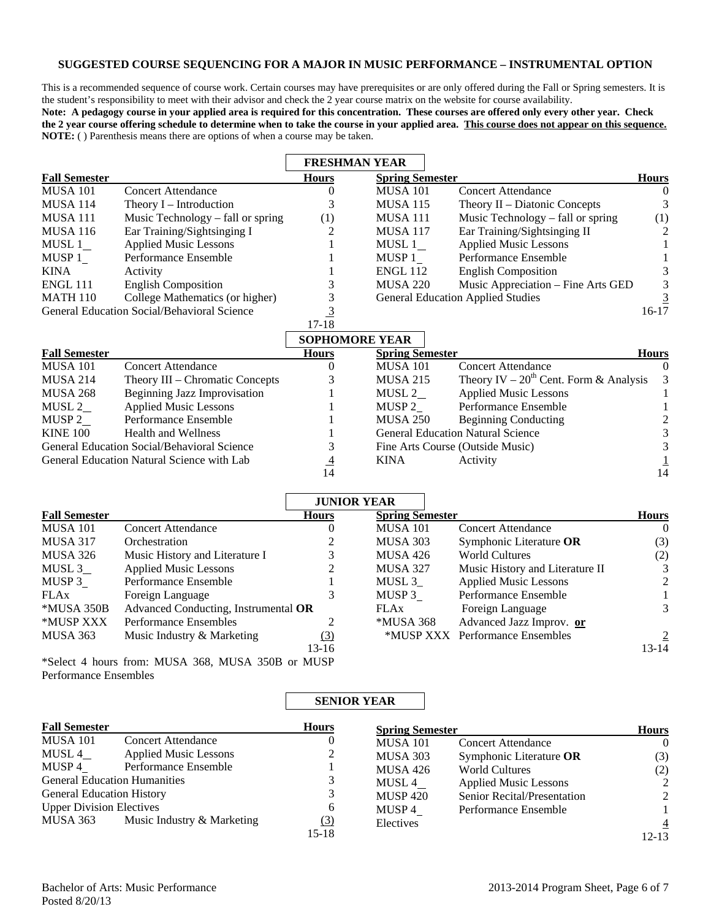## SUGGESTED COURSE SEQUENCING FOR A MAJOR IN MUSIC PERFORMANCE – INSTRUMENTAL OPTION

This is a recommended sequence of course work. Certain courses may have prerequisites or are only offered during the Fall or Spring semesters. It is the student's responsibility to meet with their advisor and check the 2 year course matrix on the website for course availability.

**Note: A pedagogy course in your applied area is required for this concentration. These courses are offered only every other year. Check the 2 year course offering schedule to determine when to take the course in your applied area. This course does not appear on this sequence.**

**NOTE:** ( ) Parenthesis means there are options of when a course may be taken.

### FRESHMAN YEAR

| Fall Semester | | Hours | Spring Semester | | Hours |
|---|---|---|---|---|---|
| MUSA 101 | Concert Attendance | 0 | MUSA 101 | Concert Attendance | 0 |
| MUSA 114 | Theory I – Introduction | 3 | MUSA 115 | Theory II – Diatonic Concepts | 3 |
| MUSA 111 | Music Technology – fall or spring | (1) | MUSA 111 | Music Technology – fall or spring | (1) |
| MUSA 116 | Ear Training/Sightsinging I | 2 | MUSA 117 | Ear Training/Sightsinging II | 2 |
| MUSL 1__ | Applied Music Lessons | 1 | MUSL 1__ | Applied Music Lessons | 1 |
| MUSP 1_ | Performance Ensemble | 1 | MUSP 1_ | Performance Ensemble | 1 |
| KINA | Activity | 1 | ENGL 112 | English Composition | 3 |
| ENGL 111 | English Composition | 3 | MUSA 220 | Music Appreciation – Fine Arts GED | 3 |
| MATH 110 | College Mathematics (or higher) | 3 | General Education Applied Studies | | 3 |
| General Education Social/Behavioral Science | | 3 | | | 16-17 |
| | | 17-18 | | | |

### SOPHOMORE YEAR

| Fall Semester | | Hours | Spring Semester | | Hours |
|---|---|---|---|---|---|
| MUSA 101 | Concert Attendance | 0 | MUSA 101 | Concert Attendance | 0 |
| MUSA 214 | Theory III – Chromatic Concepts | 3 | MUSA 215 | Theory IV – 20th Cent. Form & Analysis | 3 |
| MUSA 268 | Beginning Jazz Improvisation | 1 | MUSL 2__ | Applied Music Lessons | 1 |
| MUSL 2__ | Applied Music Lessons | 1 | MUSP 2__ | Performance Ensemble | 1 |
| MUSP 2__ | Performance Ensemble | 1 | MUSA 250 | Beginning Conducting | 2 |
| KINE 100 | Health and Wellness | 1 | General Education Natural Science | | 3 |
| General Education Social/Behavioral Science | | 3 | Fine Arts Course (Outside Music) | | 3 |
| General Education Natural Science with Lab | | 4 | KINA | Activity | 1 |
| | | 14 | | | 14 |

### JUNIOR YEAR

| Fall Semester | | Hours | Spring Semester | | Hours |
|---|---|---|---|---|---|
| MUSA 101 | Concert Attendance | 0 | MUSA 101 | Concert Attendance | 0 |
| MUSA 317 | Orchestration | 2 | MUSA 303 | Symphonic Literature **OR** | (3) |
| MUSA 326 | Music History and Literature I | 3 | MUSA 426 | World Cultures | (2) |
| MUSL 3__ | Applied Music Lessons | 2 | MUSA 327 | Music History and Literature II | 3 |
| MUSP 3_ | Performance Ensemble | 1 | MUSL 3_ | Applied Music Lessons | 2 |
| FLAx | Foreign Language | 3 | MUSP 3_ | Performance Ensemble | 1 |
| *MUSA 350B | Advanced Conducting, Instrumental **OR** | | FLAx | Foreign Language | 3 |
| *MUSP XXX | Performance Ensembles | 2 | *MUSA 368 | Advanced Jazz Improv. **or** | |
| MUSA 363 | Music Industry & Marketing | (3) | *MUSP XXX | Performance Ensembles | 2 |
| | | 13-16 | | | 13-14 |

*Select 4 hours from: MUSA 368, MUSA 350B or MUSP Performance Ensembles

### SENIOR YEAR

| Fall Semester | | Hours | Spring Semester | | Hours |
|---|---|---|---|---|---|
| MUSA 101 | Concert Attendance | 0 | MUSA 101 | Concert Attendance | 0 |
| MUSL 4__ | Applied Music Lessons | 2 | MUSA 303 | Symphonic Literature **OR** | (3) |
| MUSP 4_ | Performance Ensemble | 1 | MUSA 426 | World Cultures | (2) |
| General Education Humanities | | 3 | MUSL 4__ | Applied Music Lessons | 2 |
| General Education History | | 3 | MUSP 420 | Senior Recital/Presentation | 2 |
| Upper Division Electives | | 6 | MUSP 4_ | Performance Ensemble | 1 |
| MUSA 363 | Music Industry & Marketing | (3) | Electives | | 4 |
| | | 15-18 | | | 12-13 |

Bachelor of Arts: Music Performance
Posted 8/20/13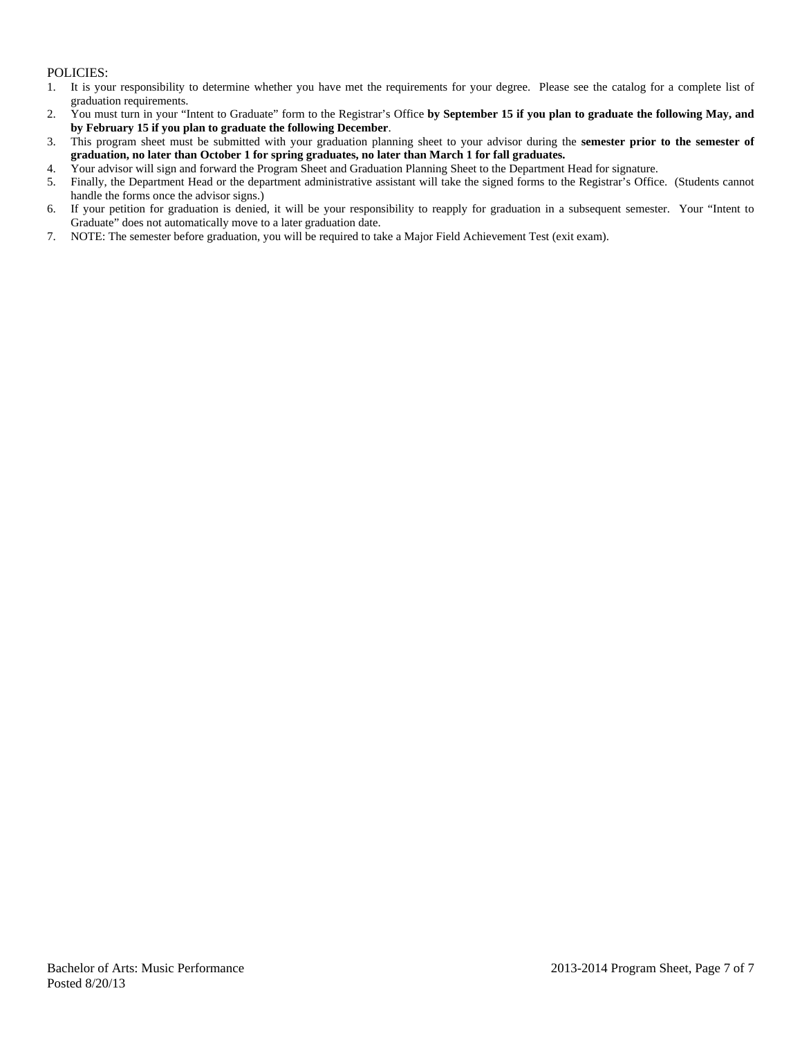POLICIES:

1. It is your responsibility to determine whether you have met the requirements for your degree. Please see the catalog for a complete list of graduation requirements.
2. You must turn in your "Intent to Graduate" form to the Registrar's Office **by September 15 if you plan to graduate the following May, and by February 15 if you plan to graduate the following December**.
3. This program sheet must be submitted with your graduation planning sheet to your advisor during the **semester prior to the semester of graduation, no later than October 1 for spring graduates, no later than March 1 for fall graduates.**
4. Your advisor will sign and forward the Program Sheet and Graduation Planning Sheet to the Department Head for signature.
5. Finally, the Department Head or the department administrative assistant will take the signed forms to the Registrar's Office. (Students cannot handle the forms once the advisor signs.)
6. If your petition for graduation is denied, it will be your responsibility to reapply for graduation in a subsequent semester. Your "Intent to Graduate" does not automatically move to a later graduation date.
7. NOTE: The semester before graduation, you will be required to take a Major Field Achievement Test (exit exam).